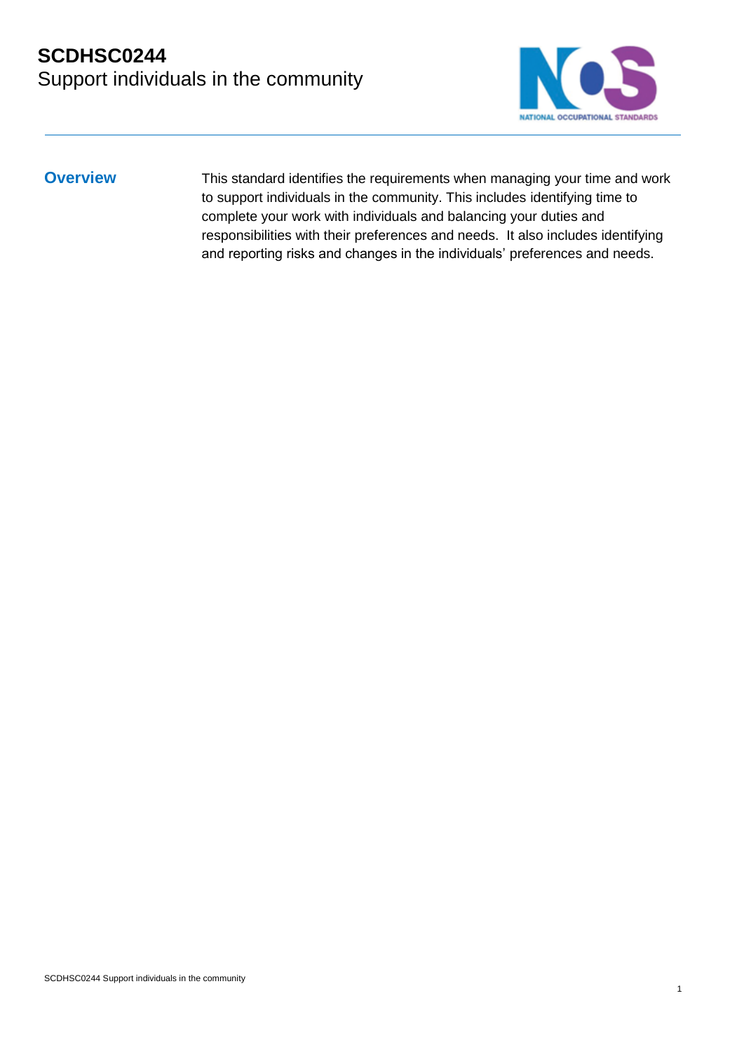# SCDHSC0244
## Support individuals in the community

**Overview**

This standard identifies the requirements when managing your time and work to support individuals in the community. This includes identifying time to complete your work with individuals and balancing your duties and responsibilities with their preferences and needs. It also includes identifying and reporting risks and changes in the individuals' preferences and needs.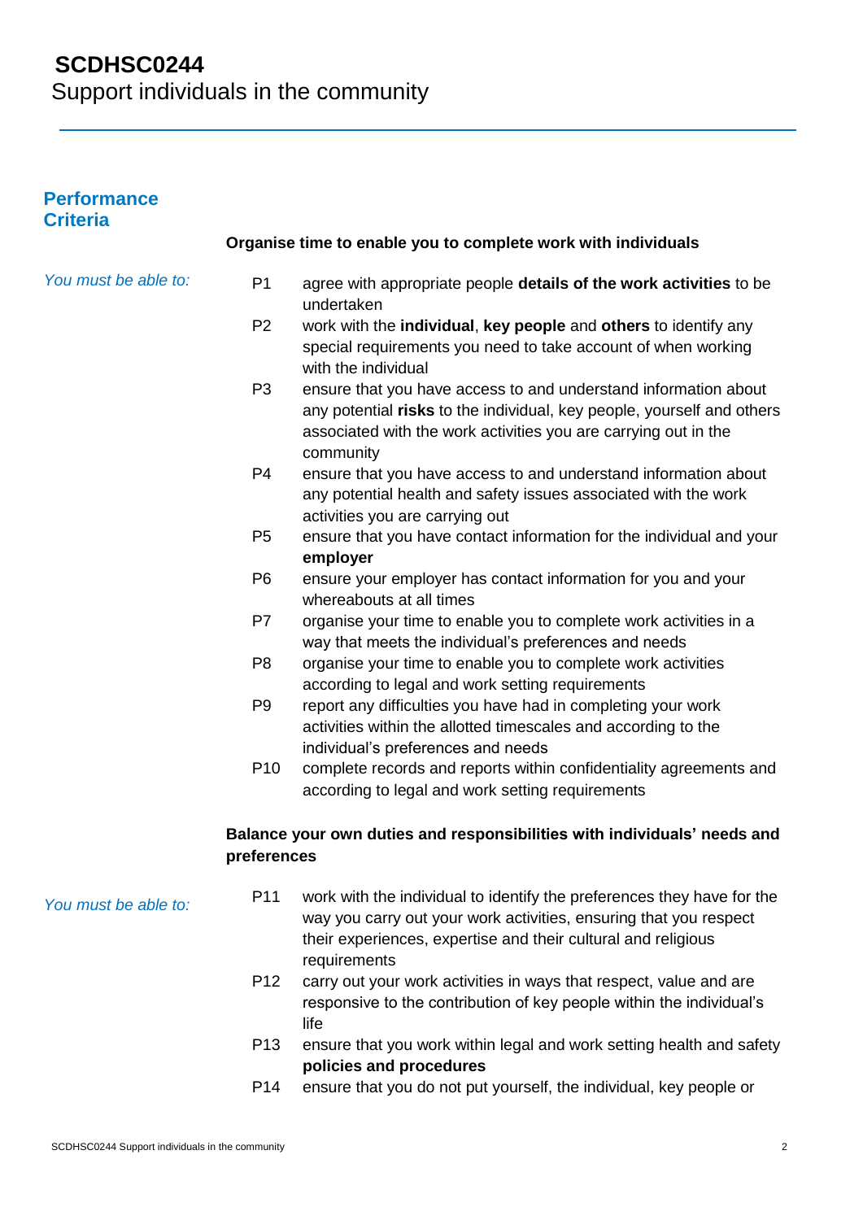# SCDHSC0244
Support individuals in the community

## Performance Criteria

**Organise time to enable you to complete work with individuals**

*You must be able to:*

- P1 agree with appropriate people **details of the work activities** to be undertaken
- P2 work with the **individual**, **key people** and **others** to identify any special requirements you need to take account of when working with the individual
- P3 ensure that you have access to and understand information about any potential **risks** to the individual, key people, yourself and others associated with the work activities you are carrying out in the community
- P4 ensure that you have access to and understand information about any potential health and safety issues associated with the work activities you are carrying out
- P5 ensure that you have contact information for the individual and your **employer**
- P6 ensure your employer has contact information for you and your whereabouts at all times
- P7 organise your time to enable you to complete work activities in a way that meets the individual's preferences and needs
- P8 organise your time to enable you to complete work activities according to legal and work setting requirements
- P9 report any difficulties you have had in completing your work activities within the allotted timescales and according to the individual's preferences and needs
- P10 complete records and reports within confidentiality agreements and according to legal and work setting requirements

**Balance your own duties and responsibilities with individuals' needs and preferences**

*You must be able to:*

- P11 work with the individual to identify the preferences they have for the way you carry out your work activities, ensuring that you respect their experiences, expertise and their cultural and religious requirements
- P12 carry out your work activities in ways that respect, value and are responsive to the contribution of key people within the individual's life
- P13 ensure that you work within legal and work setting health and safety **policies and procedures**
- P14 ensure that you do not put yourself, the individual, key people or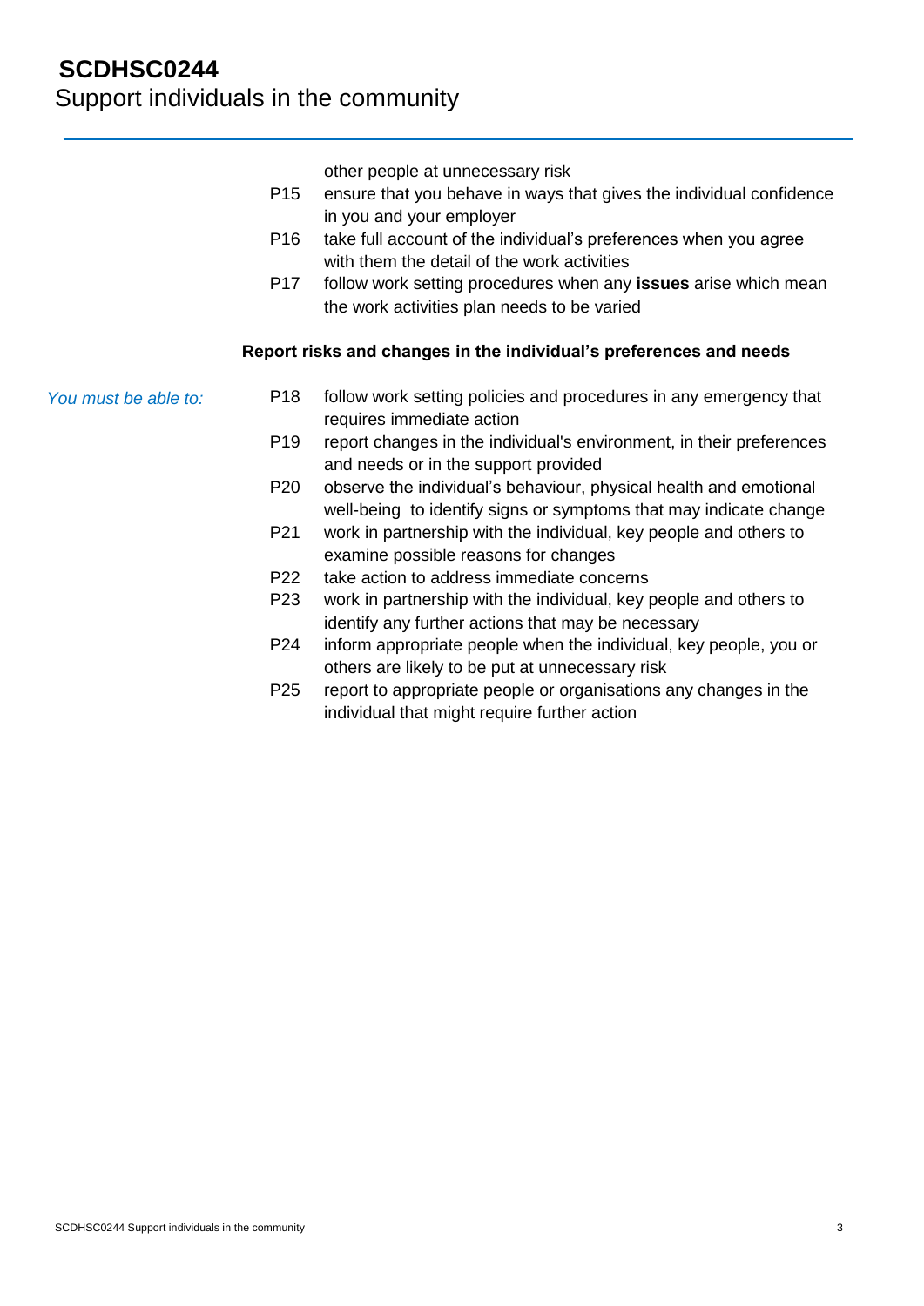other people at unnecessary risk

P15 ensure that you behave in ways that gives the individual confidence in you and your employer

P16 take full account of the individual's preferences when you agree with them the detail of the work activities

P17 follow work setting procedures when any **issues** arise which mean the work activities plan needs to be varied

**Report risks and changes in the individual's preferences and needs**

*You must be able to:*

P18 follow work setting policies and procedures in any emergency that requires immediate action

P19 report changes in the individual's environment, in their preferences and needs or in the support provided

P20 observe the individual's behaviour, physical health and emotional well-being to identify signs or symptoms that may indicate change

P21 work in partnership with the individual, key people and others to examine possible reasons for changes

P22 take action to address immediate concerns

P23 work in partnership with the individual, key people and others to identify any further actions that may be necessary

P24 inform appropriate people when the individual, key people, you or others are likely to be put at unnecessary risk

P25 report to appropriate people or organisations any changes in the individual that might require further action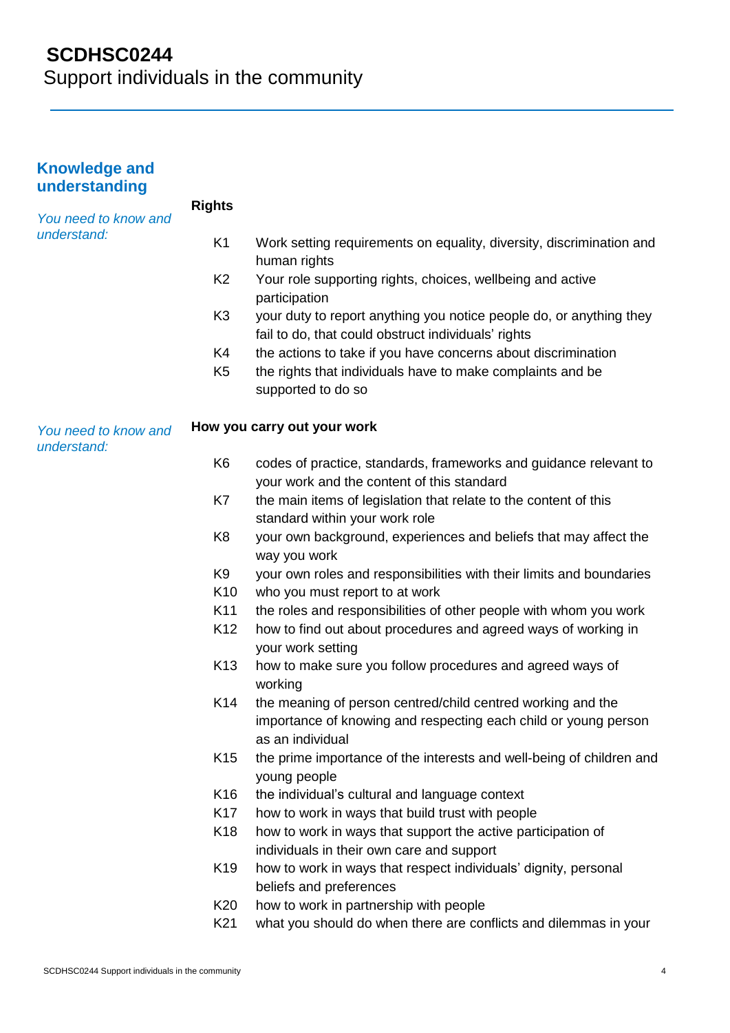# SCDHSC0244
Support individuals in the community

## Knowledge and understanding

*You need to know and understand:*

**Rights**

- K1 Work setting requirements on equality, diversity, discrimination and human rights
- K2 Your role supporting rights, choices, wellbeing and active participation
- K3 your duty to report anything you notice people do, or anything they fail to do, that could obstruct individuals' rights
- K4 the actions to take if you have concerns about discrimination
- K5 the rights that individuals have to make complaints and be supported to do so

*You need to know and understand:*

**How you carry out your work**

- K6 codes of practice, standards, frameworks and guidance relevant to your work and the content of this standard
- K7 the main items of legislation that relate to the content of this standard within your work role
- K8 your own background, experiences and beliefs that may affect the way you work
- K9 your own roles and responsibilities with their limits and boundaries
- K10 who you must report to at work
- K11 the roles and responsibilities of other people with whom you work
- K12 how to find out about procedures and agreed ways of working in your work setting
- K13 how to make sure you follow procedures and agreed ways of working
- K14 the meaning of person centred/child centred working and the importance of knowing and respecting each child or young person as an individual
- K15 the prime importance of the interests and well-being of children and young people
- K16 the individual's cultural and language context
- K17 how to work in ways that build trust with people
- K18 how to work in ways that support the active participation of individuals in their own care and support
- K19 how to work in ways that respect individuals' dignity, personal beliefs and preferences
- K20 how to work in partnership with people
- K21 what you should do when there are conflicts and dilemmas in your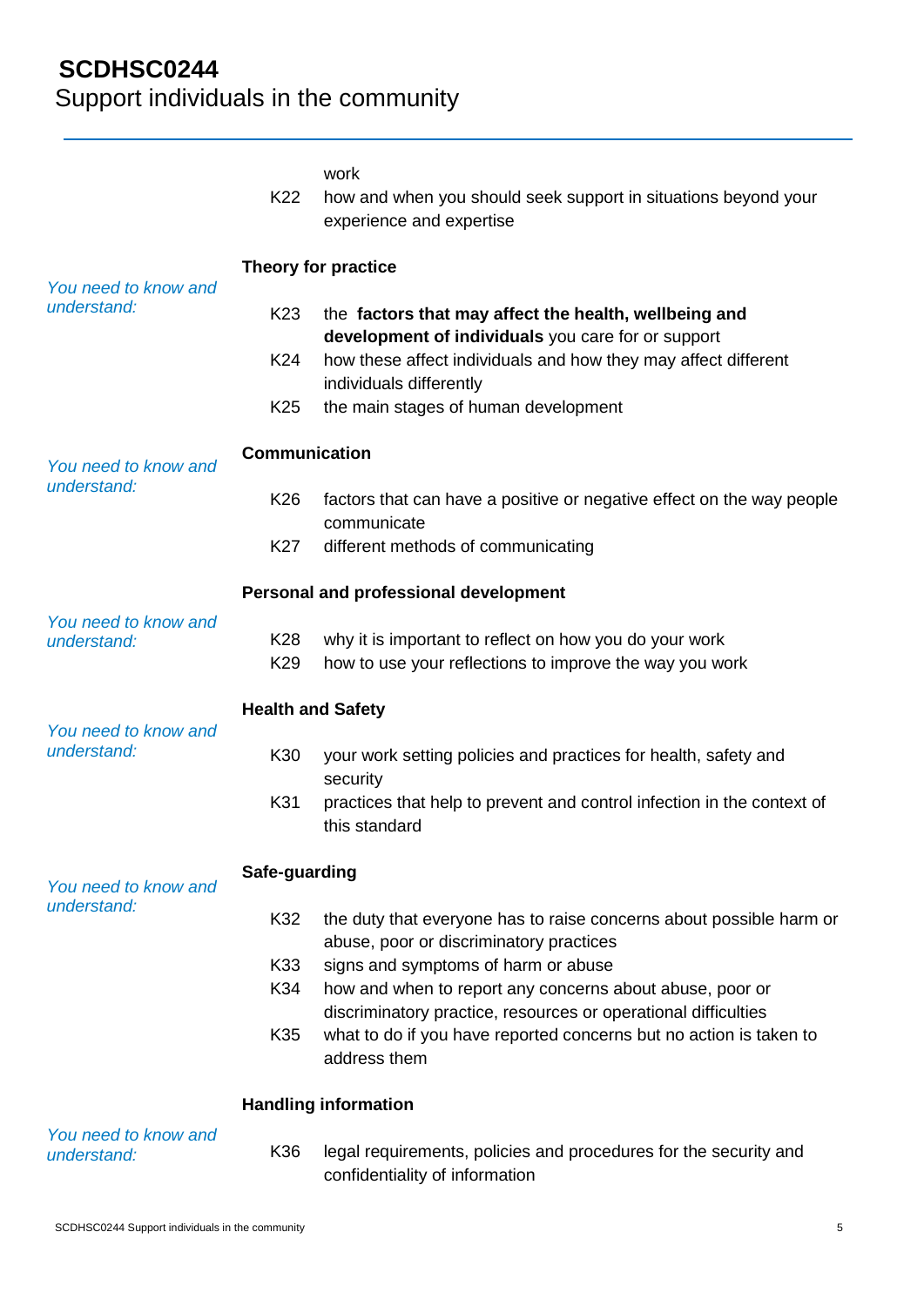work

K22 how and when you should seek support in situations beyond your experience and expertise

### Theory for practice

*You need to know and understand:*

K23 the **factors that may affect the health, wellbeing and development of individuals** you care for or support

K24 how these affect individuals and how they may affect different individuals differently

K25 the main stages of human development

### Communication

*You need to know and understand:*

K26 factors that can have a positive or negative effect on the way people communicate

K27 different methods of communicating

### Personal and professional development

*You need to know and understand:*

K28 why it is important to reflect on how you do your work

K29 how to use your reflections to improve the way you work

### Health and Safety

*You need to know and understand:*

K30 your work setting policies and practices for health, safety and security

K31 practices that help to prevent and control infection in the context of this standard

### Safe-guarding

*You need to know and understand:*

K32 the duty that everyone has to raise concerns about possible harm or abuse, poor or discriminatory practices

K33 signs and symptoms of harm or abuse

K34 how and when to report any concerns about abuse, poor or discriminatory practice, resources or operational difficulties

K35 what to do if you have reported concerns but no action is taken to address them

### Handling information

*You need to know and understand:*

K36 legal requirements, policies and procedures for the security and confidentiality of information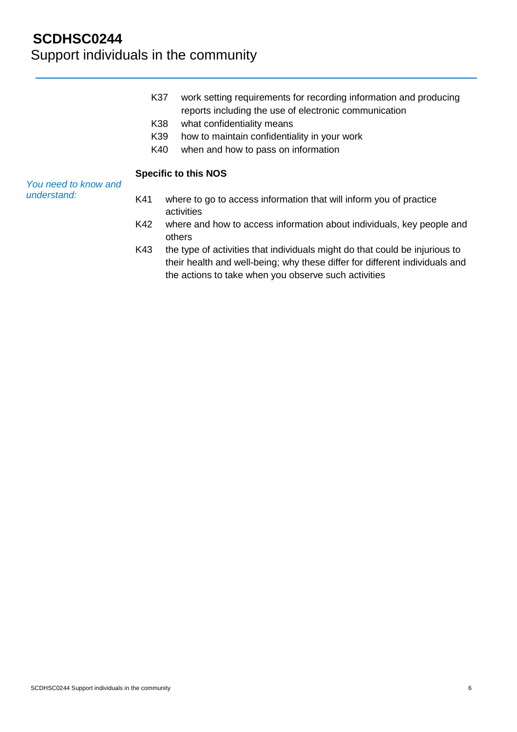K37 work setting requirements for recording information and producing reports including the use of electronic communication

K38 what confidentiality means

K39 how to maintain confidentiality in your work

K40 when and how to pass on information

**Specific to this NOS**

*You need to know and understand:*

K41 where to go to access information that will inform you of practice activities

K42 where and how to access information about individuals, key people and others

K43 the type of activities that individuals might do that could be injurious to their health and well-being; why these differ for different individuals and the actions to take when you observe such activities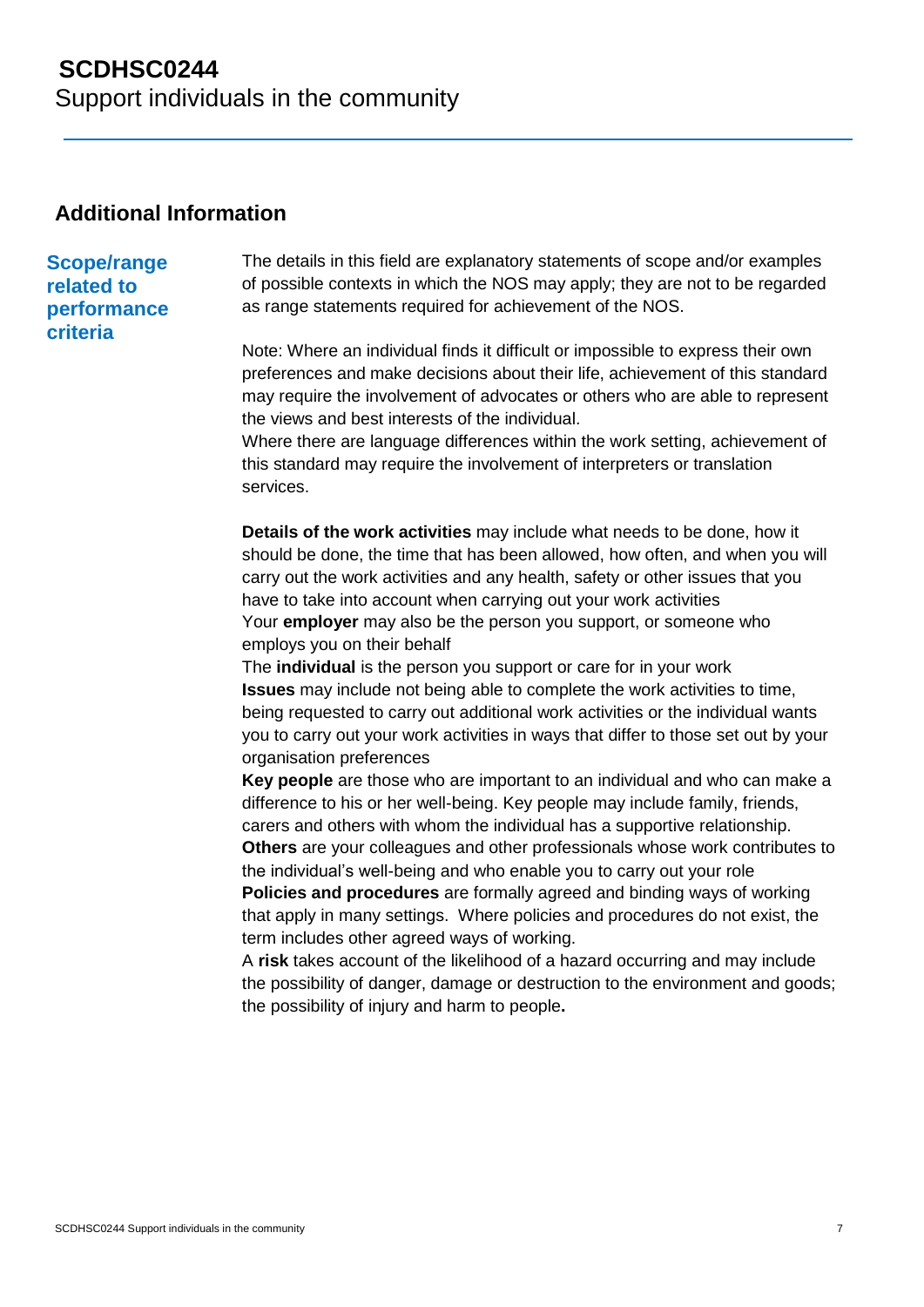# SCDHSC0244
Support individuals in the community

## Additional Information

### Scope/range related to performance criteria

The details in this field are explanatory statements of scope and/or examples of possible contexts in which the NOS may apply; they are not to be regarded as range statements required for achievement of the NOS.

Note: Where an individual finds it difficult or impossible to express their own preferences and make decisions about their life, achievement of this standard may require the involvement of advocates or others who are able to represent the views and best interests of the individual.
Where there are language differences within the work setting, achievement of this standard may require the involvement of interpreters or translation services.

**Details of the work activities** may include what needs to be done, how it should be done, the time that has been allowed, how often, and when you will carry out the work activities and any health, safety or other issues that you have to take into account when carrying out your work activities
Your **employer** may also be the person you support, or someone who employs you on their behalf
The **individual** is the person you support or care for in your work
**Issues** may include not being able to complete the work activities to time, being requested to carry out additional work activities or the individual wants you to carry out your work activities in ways that differ to those set out by your organisation preferences
**Key people** are those who are important to an individual and who can make a difference to his or her well-being. Key people may include family, friends, carers and others with whom the individual has a supportive relationship.
**Others** are your colleagues and other professionals whose work contributes to the individual's well-being and who enable you to carry out your role
**Policies and procedures** are formally agreed and binding ways of working that apply in many settings. Where policies and procedures do not exist, the term includes other agreed ways of working.
A **risk** takes account of the likelihood of a hazard occurring and may include the possibility of danger, damage or destruction to the environment and goods; the possibility of injury and harm to people**.**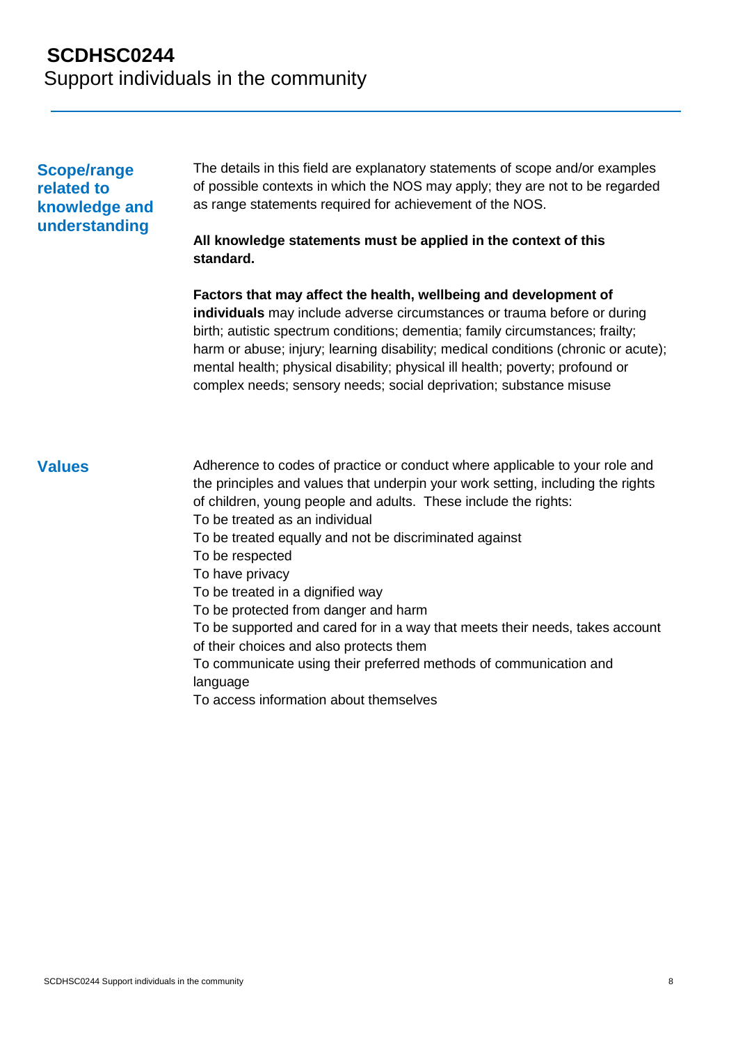## Scope/range related to knowledge and understanding

The details in this field are explanatory statements of scope and/or examples of possible contexts in which the NOS may apply; they are not to be regarded as range statements required for achievement of the NOS.

**All knowledge statements must be applied in the context of this standard.**

**Factors that may affect the health, wellbeing and development of individuals** may include adverse circumstances or trauma before or during birth; autistic spectrum conditions; dementia; family circumstances; frailty; harm or abuse; injury; learning disability; medical conditions (chronic or acute); mental health; physical disability; physical ill health; poverty; profound or complex needs; sensory needs; social deprivation; substance misuse

## Values

Adherence to codes of practice or conduct where applicable to your role and the principles and values that underpin your work setting, including the rights of children, young people and adults. These include the rights:

To be treated as an individual
To be treated equally and not be discriminated against
To be respected
To have privacy
To be treated in a dignified way
To be protected from danger and harm
To be supported and cared for in a way that meets their needs, takes account of their choices and also protects them
To communicate using their preferred methods of communication and language
To access information about themselves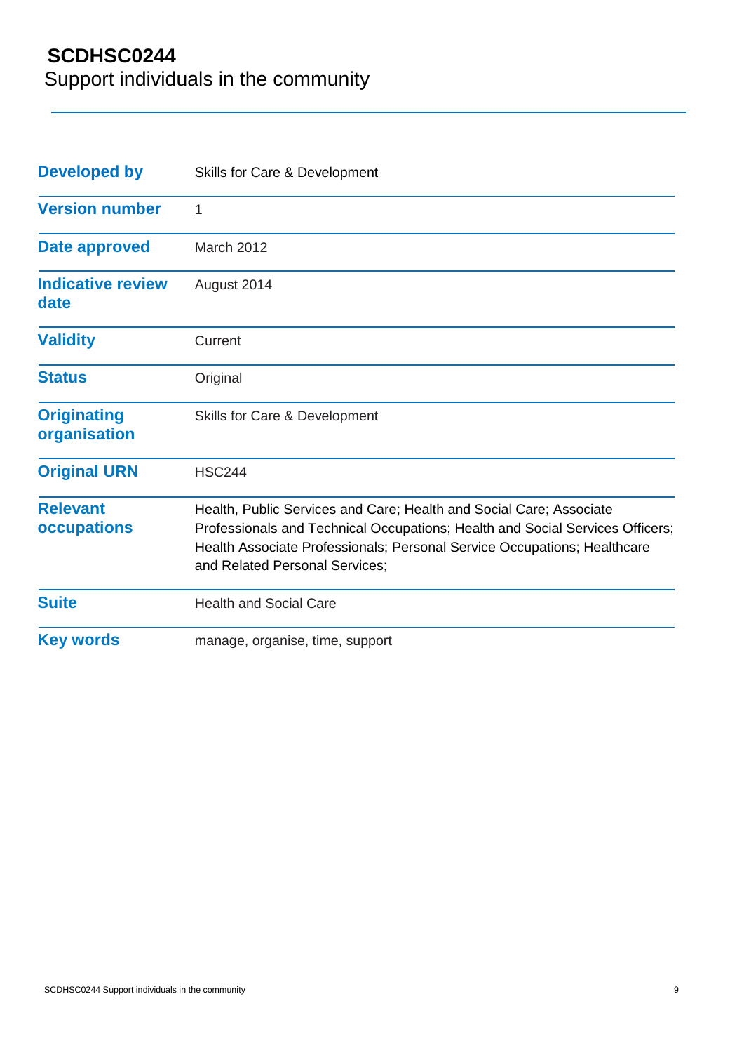# SCDHSC0244
Support individuals in the community

| | |
|---|---|
| **Developed by** | Skills for Care & Development |
| **Version number** | 1 |
| **Date approved** | March 2012 |
| **Indicative review date** | August 2014 |
| **Validity** | Current |
| **Status** | Original |
| **Originating organisation** | Skills for Care & Development |
| **Original URN** | HSC244 |
| **Relevant occupations** | Health, Public Services and Care; Health and Social Care; Associate Professionals and Technical Occupations; Health and Social Services Officers; Health Associate Professionals; Personal Service Occupations; Healthcare and Related Personal Services; |
| **Suite** | Health and Social Care |
| **Key words** | manage, organise, time, support |